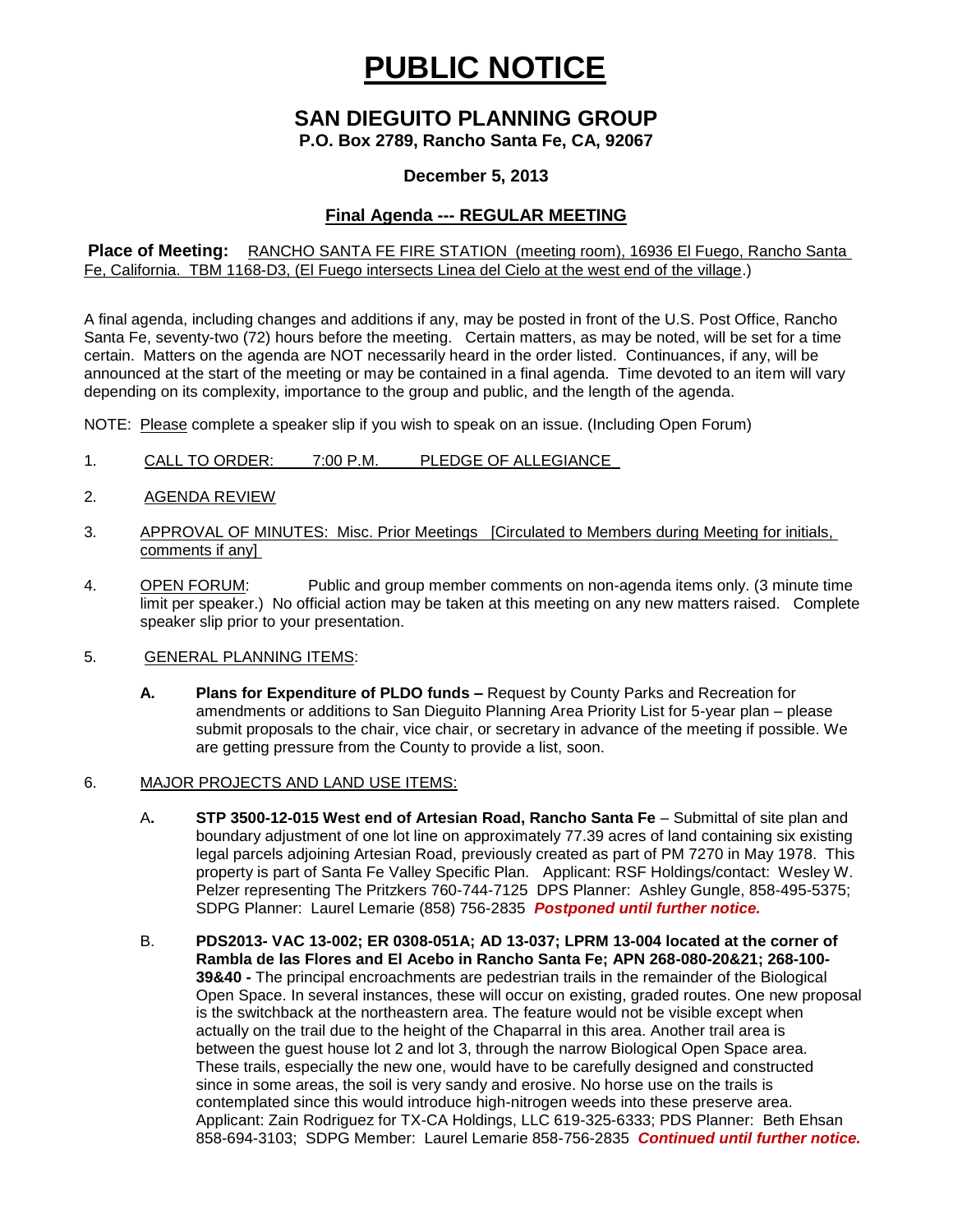# PUBLIC NOTICE

## SAN DIEGUITO PLANNING GROUP

**P.O. Box 2789, Rancho Santa Fe, CA, 92067**

**December 5, 2013**

### Final Agenda --- REGULAR MEETING

**Place of Meeting:** RANCHO SANTA FE FIRE STATION (meeting room), 16936 El Fuego, Rancho Santa Fe, California. TBM 1168-D3, (El Fuego intersects Linea del Cielo at the west end of the village.)

A final agenda, including changes and additions if any, may be posted in front of the U.S. Post Office, Rancho Santa Fe, seventy-two (72) hours before the meeting. Certain matters, as may be noted, will be set for a time certain. Matters on the agenda are NOT necessarily heard in the order listed. Continuances, if any, will be announced at the start of the meeting or may be contained in a final agenda. Time devoted to an item will vary depending on its complexity, importance to the group and public, and the length of the agenda.

NOTE: Please complete a speaker slip if you wish to speak on an issue. (Including Open Forum)

1. CALL TO ORDER: 7:00 P.M. PLEDGE OF ALLEGIANCE

2. AGENDA REVIEW

3. APPROVAL OF MINUTES: Misc. Prior Meetings [Circulated to Members during Meeting for initials, comments if any]

4. OPEN FORUM: Public and group member comments on non-agenda items only. (3 minute time limit per speaker.) No official action may be taken at this meeting on any new matters raised. Complete speaker slip prior to your presentation.

5. GENERAL PLANNING ITEMS:

   **A. Plans for Expenditure of PLDO funds –** Request by County Parks and Recreation for amendments or additions to San Dieguito Planning Area Priority List for 5-year plan – please submit proposals to the chair, vice chair, or secretary in advance of the meeting if possible. We are getting pressure from the County to provide a list, soon.

6. MAJOR PROJECTS AND LAND USE ITEMS:

   **A. STP 3500-12-015 West end of Artesian Road, Rancho Santa Fe** – Submittal of site plan and boundary adjustment of one lot line on approximately 77.39 acres of land containing six existing legal parcels adjoining Artesian Road, previously created as part of PM 7270 in May 1978. This property is part of Santa Fe Valley Specific Plan. Applicant: RSF Holdings/contact: Wesley W. Pelzer representing The Pritzkers 760-744-7125 DPS Planner: Ashley Gungle, 858-495-5375; SDPG Planner: Laurel Lemarie (858) 756-2835 ***Postponed until further notice.***

   B. **PDS2013- VAC 13-002; ER 0308-051A; AD 13-037; LPRM 13-004 located at the corner of Rambla de las Flores and El Acebo in Rancho Santa Fe; APN 268-080-20&21; 268-100-39&40 -** The principal encroachments are pedestrian trails in the remainder of the Biological Open Space. In several instances, these will occur on existing, graded routes. One new proposal is the switchback at the northeastern area. The feature would not be visible except when actually on the trail due to the height of the Chaparral in this area. Another trail area is between the guest house lot 2 and lot 3, through the narrow Biological Open Space area. These trails, especially the new one, would have to be carefully designed and constructed since in some areas, the soil is very sandy and erosive. No horse use on the trails is contemplated since this would introduce high-nitrogen weeds into these preserve area. Applicant: Zain Rodriguez for TX-CA Holdings, LLC 619-325-6333; PDS Planner: Beth Ehsan 858-694-3103; SDPG Member: Laurel Lemarie 858-756-2835 ***Continued until further notice.***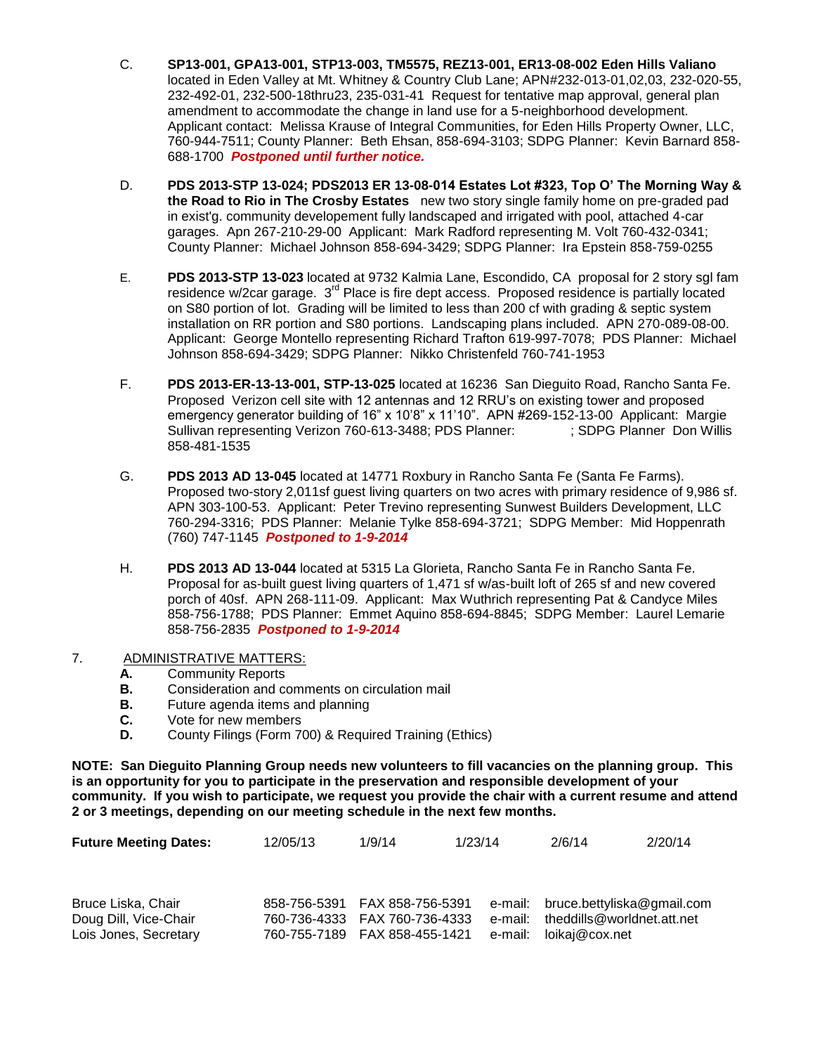C. **SP13-001, GPA13-001, STP13-003, TM5575, REZ13-001, ER13-08-002 Eden Hills Valiano** located in Eden Valley at Mt. Whitney & Country Club Lane; APN#232-013-01,02,03, 232-020-55, 232-492-01, 232-500-18thru23, 235-031-41 Request for tentative map approval, general plan amendment to accommodate the change in land use for a 5-neighborhood development. Applicant contact: Melissa Krause of Integral Communities, for Eden Hills Property Owner, LLC, 760-944-7511; County Planner: Beth Ehsan, 858-694-3103; SDPG Planner: Kevin Barnard 858-688-1700 ***Postponed until further notice.***

D. **PDS 2013-STP 13-024; PDS2013 ER 13-08-014 Estates Lot #323, Top O' The Morning Way & the Road to Rio in The Crosby Estates** new two story single family home on pre-graded pad in exist'g. community developement fully landscaped and irrigated with pool, attached 4-car garages. Apn 267-210-29-00 Applicant: Mark Radford representing M. Volt 760-432-0341; County Planner: Michael Johnson 858-694-3429; SDPG Planner: Ira Epstein 858-759-0255

E. **PDS 2013-STP 13-023** located at 9732 Kalmia Lane, Escondido, CA proposal for 2 story sgl fam residence w/2car garage. 3rd Place is fire dept access. Proposed residence is partially located on S80 portion of lot. Grading will be limited to less than 200 cf with grading & septic system installation on RR portion and S80 portions. Landscaping plans included. APN 270-089-08-00. Applicant: George Montello representing Richard Trafton 619-997-7078; PDS Planner: Michael Johnson 858-694-3429; SDPG Planner: Nikko Christenfeld 760-741-1953

F. **PDS 2013-ER-13-13-001, STP-13-025** located at 16236 San Dieguito Road, Rancho Santa Fe. Proposed Verizon cell site with 12 antennas and 12 RRU's on existing tower and proposed emergency generator building of 16" x 10'8" x 11'10". APN #269-152-13-00 Applicant: Margie Sullivan representing Verizon 760-613-3488; PDS Planner: ; SDPG Planner Don Willis 858-481-1535

G. **PDS 2013 AD 13-045** located at 14771 Roxbury in Rancho Santa Fe (Santa Fe Farms). Proposed two-story 2,011sf guest living quarters on two acres with primary residence of 9,986 sf. APN 303-100-53. Applicant: Peter Trevino representing Sunwest Builders Development, LLC 760-294-3316; PDS Planner: Melanie Tylke 858-694-3721; SDPG Member: Mid Hoppenrath (760) 747-1145 ***Postponed to 1-9-2014***

H. **PDS 2013 AD 13-044** located at 5315 La Glorieta, Rancho Santa Fe in Rancho Santa Fe. Proposal for as-built guest living quarters of 1,471 sf w/as-built loft of 265 sf and new covered porch of 40sf. APN 268-111-09. Applicant: Max Wuthrich representing Pat & Candyce Miles 858-756-1788; PDS Planner: Emmet Aquino 858-694-8845; SDPG Member: Laurel Lemarie 858-756-2835 ***Postponed to 1-9-2014***

7. ADMINISTRATIVE MATTERS:
   - **A.** Community Reports
   - **B.** Consideration and comments on circulation mail
   - **B.** Future agenda items and planning
   - **C.** Vote for new members
   - **D.** County Filings (Form 700) & Required Training (Ethics)

**NOTE: San Dieguito Planning Group needs new volunteers to fill vacancies on the planning group. This is an opportunity for you to participate in the preservation and responsible development of your community. If you wish to participate, we request you provide the chair with a current resume and attend 2 or 3 meetings, depending on our meeting schedule in the next few months.**

**Future Meeting Dates:** 12/05/13 1/9/14 1/23/14 2/6/14 2/20/14

| | | | | |
|---|---|---|---|---|
| Bruce Liska, Chair | 858-756-5391 | FAX 858-756-5391 | e-mail: | bruce.bettyliska@gmail.com |
| Doug Dill, Vice-Chair | 760-736-4333 | FAX 760-736-4333 | e-mail: | theddills@worldnet.att.net |
| Lois Jones, Secretary | 760-755-7189 | FAX 858-455-1421 | e-mail: | loikaj@cox.net |